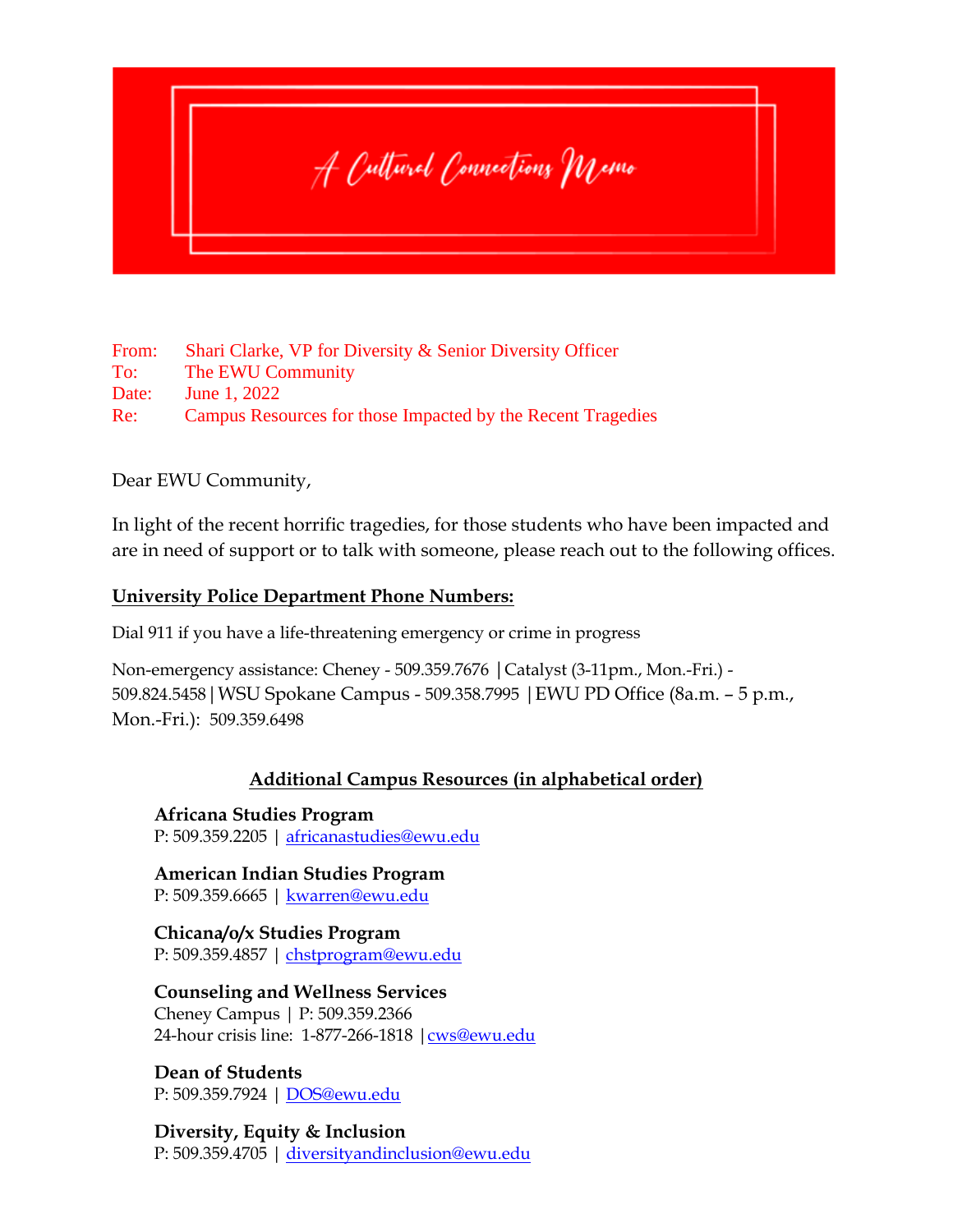# A Cultural Connections Memo

From: Shari Clarke, VP for Diversity & Senior Diversity Officer
To: The EWU Community
Date: June 1, 2022
Re: Campus Resources for those Impacted by the Recent Tragedies

Dear EWU Community,

In light of the recent horrific tragedies, for those students who have been impacted and are in need of support or to talk with someone, please reach out to the following offices.

## University Police Department Phone Numbers:

Dial 911 if you have a life-threatening emergency or crime in progress

Non-emergency assistance: Cheney - 509.359.7676 | Catalyst (3-11pm., Mon.-Fri.) - 509.824.5458 | WSU Spokane Campus - 509.358.7995 | EWU PD Office (8a.m. – 5 p.m., Mon.-Fri.): 509.359.6498

## Additional Campus Resources (in alphabetical order)

**Africana Studies Program**
P: 509.359.2205 | africanastudies@ewu.edu

**American Indian Studies Program**
P: 509.359.6665 | kwarren@ewu.edu

**Chicana/o/x Studies Program**
P: 509.359.4857 | chstprogram@ewu.edu

**Counseling and Wellness Services**
Cheney Campus | P: 509.359.2366
24-hour crisis line: 1-877-266-1818 | cws@ewu.edu

**Dean of Students**
P: 509.359.7924 | DOS@ewu.edu

**Diversity, Equity & Inclusion**
P: 509.359.4705 | diversityandinclusion@ewu.edu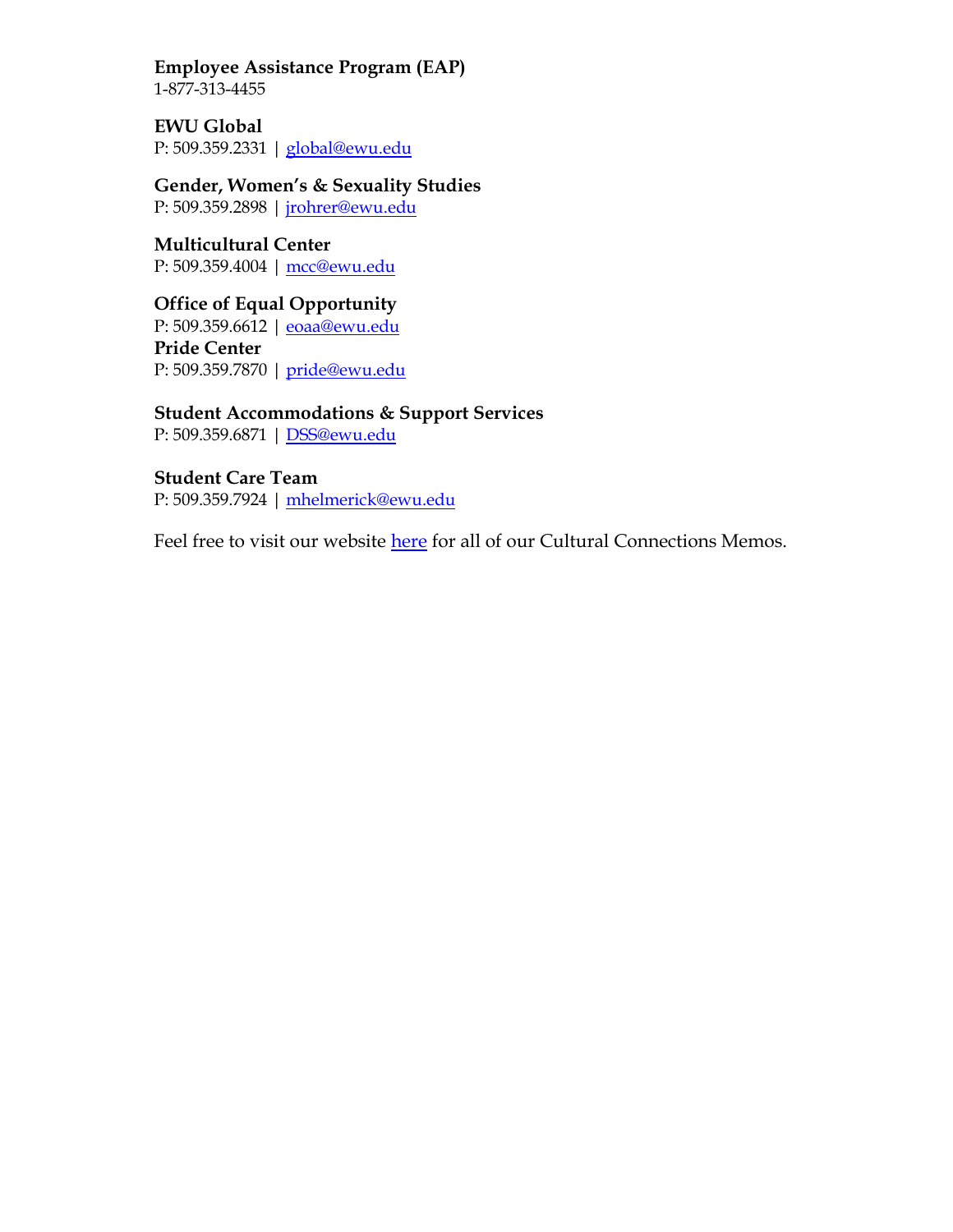**Employee Assistance Program (EAP)**
1-877-313-4455

**EWU Global**
P: 509.359.2331 | global@ewu.edu

**Gender, Women's & Sexuality Studies**
P: 509.359.2898 | jrohrer@ewu.edu

**Multicultural Center**
P: 509.359.4004 | mcc@ewu.edu

**Office of Equal Opportunity**
P: 509.359.6612 | eoaa@ewu.edu
**Pride Center**
P: 509.359.7870 | pride@ewu.edu

**Student Accommodations & Support Services**
P: 509.359.6871 | DSS@ewu.edu

**Student Care Team**
P: 509.359.7924 | mhelmerick@ewu.edu

Feel free to visit our website here for all of our Cultural Connections Memos.